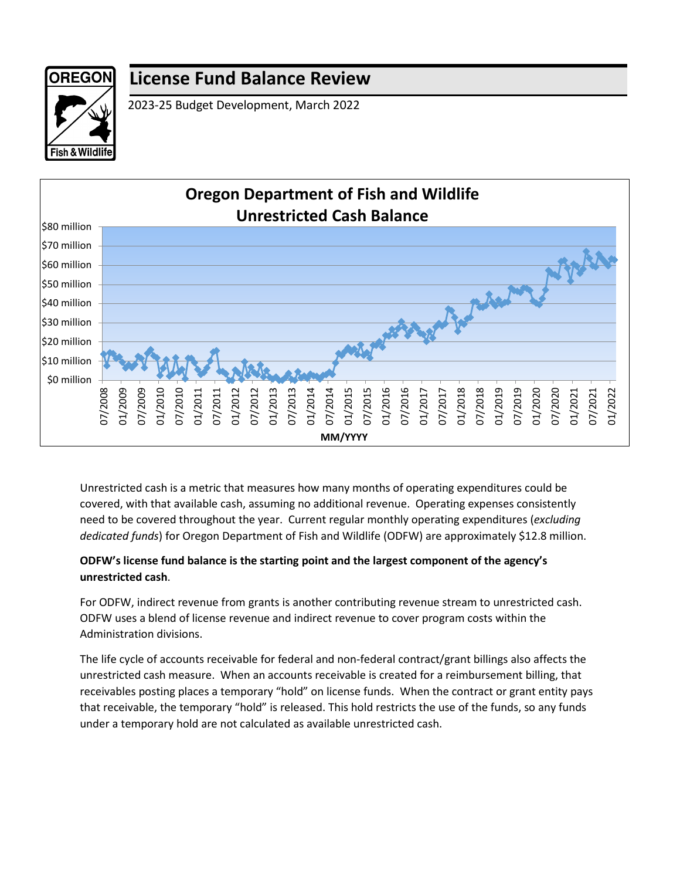# License Fund Balance Review

2023-25 Budget Development, March 2022

**Oregon Department of Fish and Wildlife**
**Unrestricted Cash Balance**

Unrestricted cash is a metric that measures how many months of operating expenditures could be covered, with that available cash, assuming no additional revenue. Operating expenses consistently need to be covered throughout the year. Current regular monthly operating expenditures (*excluding dedicated funds*) for Oregon Department of Fish and Wildlife (ODFW) are approximately $12.8 million.

**ODFW's license fund balance is the starting point and the largest component of the agency's unrestricted cash**.

For ODFW, indirect revenue from grants is another contributing revenue stream to unrestricted cash. ODFW uses a blend of license revenue and indirect revenue to cover program costs within the Administration divisions.

The life cycle of accounts receivable for federal and non-federal contract/grant billings also affects the unrestricted cash measure. When an accounts receivable is created for a reimbursement billing, that receivables posting places a temporary "hold" on license funds. When the contract or grant entity pays that receivable, the temporary "hold" is released. This hold restricts the use of the funds, so any funds under a temporary hold are not calculated as available unrestricted cash.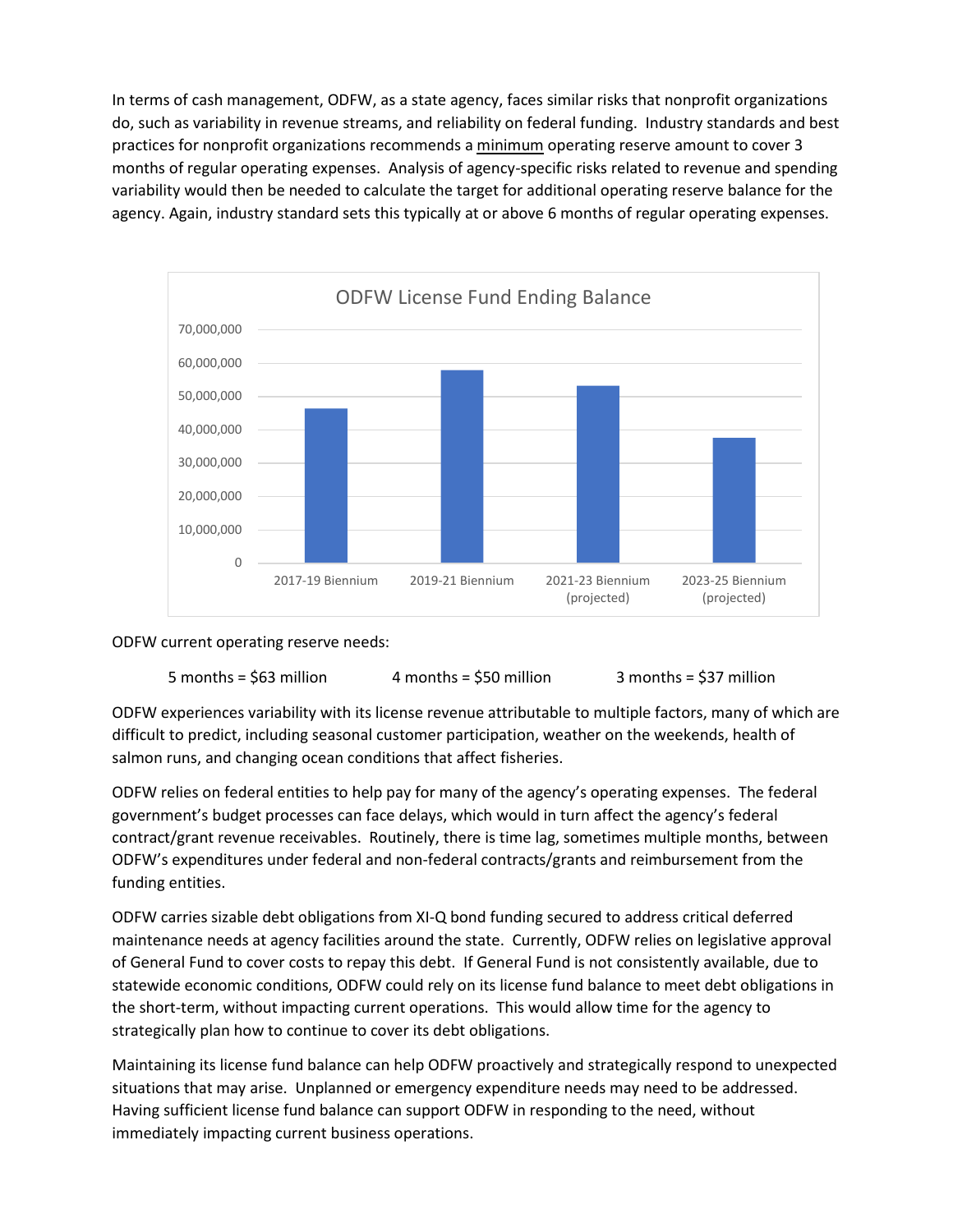In terms of cash management, ODFW, as a state agency, faces similar risks that nonprofit organizations do, such as variability in revenue streams, and reliability on federal funding. Industry standards and best practices for nonprofit organizations recommends a minimum operating reserve amount to cover 3 months of regular operating expenses. Analysis of agency-specific risks related to revenue and spending variability would then be needed to calculate the target for additional operating reserve balance for the agency. Again, industry standard sets this typically at or above 6 months of regular operating expenses.

ODFW License Fund Ending Balance

70,000,000
60,000,000
50,000,000
40,000,000
30,000,000
20,000,000
10,000,000
0

2017-19 Biennium
2019-21 Biennium
2021-23 Biennium (projected)
2023-25 Biennium (projected)

ODFW current operating reserve needs:

5 months = $63 million     4 months = $50 million     3 months = $37 million

ODFW experiences variability with its license revenue attributable to multiple factors, many of which are difficult to predict, including seasonal customer participation, weather on the weekends, health of salmon runs, and changing ocean conditions that affect fisheries.

ODFW relies on federal entities to help pay for many of the agency's operating expenses. The federal government's budget processes can face delays, which would in turn affect the agency's federal contract/grant revenue receivables. Routinely, there is time lag, sometimes multiple months, between ODFW's expenditures under federal and non-federal contracts/grants and reimbursement from the funding entities.

ODFW carries sizable debt obligations from XI-Q bond funding secured to address critical deferred maintenance needs at agency facilities around the state. Currently, ODFW relies on legislative approval of General Fund to cover costs to repay this debt. If General Fund is not consistently available, due to statewide economic conditions, ODFW could rely on its license fund balance to meet debt obligations in the short-term, without impacting current operations. This would allow time for the agency to strategically plan how to continue to cover its debt obligations.

Maintaining its license fund balance can help ODFW proactively and strategically respond to unexpected situations that may arise. Unplanned or emergency expenditure needs may need to be addressed. Having sufficient license fund balance can support ODFW in responding to the need, without immediately impacting current business operations.